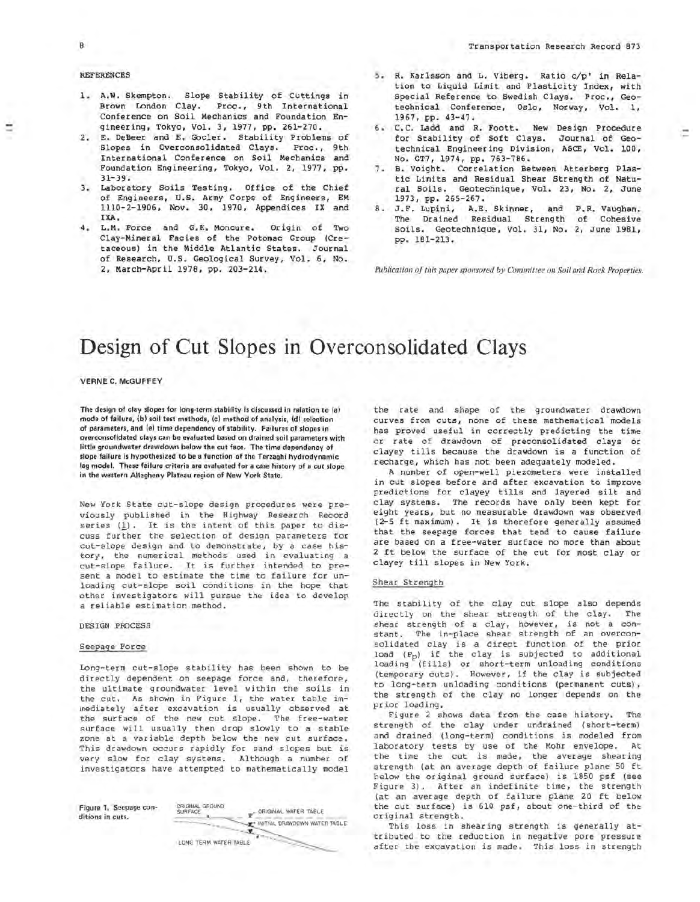REFERENCES

1. A.W. Skempton. Slope Stability of Cuttings in Brown London Clay. Proc., 9th International Conference on Soil Mechanics and Foundation Engineering, Tokyo, Vol. 3, 1977, pp. 261-270.
2. E. DeBeer and E. Gocler. Stability Problems of Slopes in Overconsolidated Clays. Proc., 9th International Conference on Soil Mechanics and Foundation Engineering, Tokyo, Vol. 2, 1977, pp. 31-39.
3. Laboratory Soils Testing. Office of the Chief of Engineers, U.S. Army Corps of Engineers, EM 1110-2-1906, Nov. 30, 1970, Appendices IX and IXA.
4. L.M. Force and G.K. Moncure. Origin of Two Clay-Mineral Facies of the Potomac Group (Cretaceous) in the Middle Atlantic States. Journal of Research, U.S. Geological Survey, Vol. 6, No. 2, March-April 1978, pp. 203-214.
5. R. Karlsson and L. Viberg. Ratio c/p' in Relation to Liquid Limit and Plasticity Index, with Special Reference to Swedish Clays. Proc., Geotechnical Conference, Oslo, Norway, Vol. 1, 1967, pp. 43-47.
6. C.C. Ladd and R. Foott. New Design Procedure for Stability of Soft Clays. Journal of Geotechnical Engineering Division, ASCE, Vol. 100, No. GT7, 1974, pp. 763-786.
7. B. Voight. Correlation Between Atterberg Plastic Limits and Residual Shear Strength of Natural Soils. Geotechnique, Vol. 23, No. 2, June 1973, pp. 265-267.
8. J.F. Lupini, A.E. Skinner, and P.R. Vaughan. The Drained Residual Strength of Cohesive Soils. Geotechnique, Vol. 31, No. 2, June 1981, pp. 181-213.

*Publication of this paper sponsored by Committee on Soil and Rock Properties.*

# Design of Cut Slopes in Overconsolidated Clays

VERNE C. McGUFFEY

**The design of clay slopes for long-term stability is discussed in relation to (a) mode of failure, (b) soil test methods, (c) method of analysis, (d) selection of parameters, and (e) time dependency of stability. Failures of slopes in overconsolidated clays can be evaluated based on drained soil parameters with little groundwater drawdown below the cut face. The time dependency of slope failure is hypothesized to be a function of the Terzaghi hydrodynamic lag model. These failure criteria are evaluated for a case history of a cut slope in the western Allegheny Plateau region of New York State.**

New York State cut-slope design procedures were previously published in the Highway Research Record series (1). It is the intent of this paper to discuss further the selection of design parameters for cut-slope design and to demonstrate, by a case history, the numerical methods used in evaluating a cut-slope failure. It is further intended to present a model to estimate the time to failure for unloading cut-slope soil conditions in the hope that other investigators will pursue the idea to develop a reliable estimation method.

## DESIGN PROCESS

### Seepage Force

Long-term cut-slope stability has been shown to be directly dependent on seepage force and, therefore, the ultimate groundwater level within the soils in the cut. As shown in Figure 1, the water table immediately after excavation is usually observed at the surface of the new cut slope. The free-water surface will usually then drop slowly to a stable zone at a variable depth below the new cut surface. This drawdown occurs rapidly for sand slopes but is very slow for clay systems. Although a number of investigators have attempted to mathematically model the rate and shape of the groundwater drawdown curves from cuts, none of these mathematical models has proved useful in correctly predicting the time or rate of drawdown of preconsolidated clays or clayey tills because the drawdown is a function of recharge, which has not been adequately modeled.

A number of open-well piezometers were installed in cut slopes before and after excavation to improve predictions for clayey tills and layered silt and clay systems. The records have only been kept for eight years, but no measurable drawdown was observed (2-5 ft maximum). It is therefore generally assumed that the seepage forces that tend to cause failure are based on a free-water surface no more than about 2 ft below the surface of the cut for most clay or clayey till slopes in New York.

Figure 1. Seepage conditions in cuts.

### Shear Strength

The stability of the clay cut slope also depends directly on the shear strength of the clay. The shear strength of a clay, however, is not a constant. The in-place shear strength of an overconsolidated clay is a direct function of the prior load ($P_p$) if the clay is subjected to additional loading (fills) or short-term unloading conditions (temporary cuts). However, if the clay is subjected to long-term unloading conditions (permanent cuts), the strength of the clay no longer depends on the prior loading.

Figure 2 shows data from the case history. The strength of the clay under undrained (short-term) and drained (long-term) conditions is modeled from laboratory tests by use of the Mohr envelope. At the time the cut is made, the average shearing strength (at an average depth of failure plane 50 ft below the original ground surface) is 1850 psf (see Figure 3). After an indefinite time, the strength (at an average depth of failure plane 20 ft below the cut surface) is 610 psf, about one-third of the original strength.

This loss in shearing strength is generally attributed to the reduction in negative pore pressure after the excavation is made. This loss in strength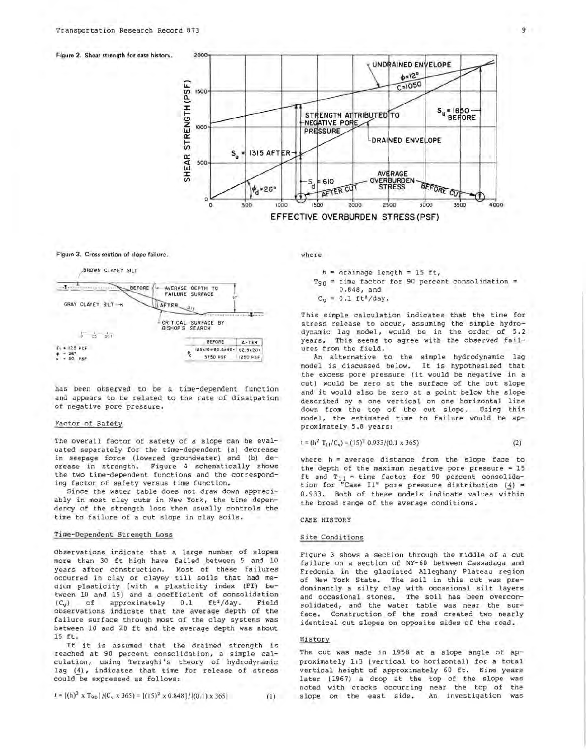Figure 2. Shear strength for case history.

Figure 3. Cross section of slope failure.

has been observed to be a time-dependent function and appears to be related to the rate of dissipation of negative pore pressure.

### Factor of Safety

The overall factor of safety of a slope can be evaluated separately for the time-dependent (a) decrease in seepage force (lowered groundwater) and (b) decrease in strength. Figure 4 schematically shows the two time-dependent functions and the corresponding factor of safety versus time function.

Since the water table does not draw down appreciably in most clay cuts in New York, the time dependency of the strength loss then usually controls the time to failure of a cut slope in clay soils.

### Time-Dependent Strength Loss

Observations indicate that a large number of slopes more than 30 ft high have failed between 5 and 10 years after construction. Most of these failures occurred in clay or clayey till soils that had medium plasticity [with a plasticity index (PI) between 10 and 15] and a coefficient of consolidation ($C_v$) of approximately 0.1 $ft^2$/day. Field observations indicate that the average depth of the failure surface through most of the clay systems was between 10 and 20 ft and the average depth was about 15 ft.

If it is assumed that the drained strength is reached at 90 percent consolidation, a simple calculation, using Terzaghi's theory of hydrodynamic lag (4), indicates that time for release of stress could be expressed as follows:

$$t = [(h)^2 \times T_{90}]/(C_v \times 365) = [(15)^2 \times 0.848]/[(0.1) \times 365] \quad (1)$$

where

$h$ = drainage length = 15 ft,
$T_{90}$ = time factor for 90 percent consolidation = 0.848, and
$C_v$ = 0.1 $ft^2$/day.

This simple calculation indicates that the time for stress release to occur, assuming the simple hydrodynamic lag model, would be in the order of 5.2 years. This seems to agree with the observed failures from the field.

An alternative to the simple hydrodynamic lag model is discussed below. It is hypothesized that the excess pore pressure (it would be negative in a cut) would be zero at the surface of the cut slope and it would also be zero at a point below the slope described by a one vertical on one horizontal line down from the top of the cut slope. Using this model, the estimated time to failure would be approximately 5.8 years:

$$t = (h^2\ T_{II}/C_v) = (15)^2\ 0.933/(0.1 \times 365) \quad (2)$$

where $h$ = average distance from the slope face to the depth of the maximum negative pore pressure = 15 ft and $T_{II}$ = time factor for 90 percent consolidation for "Case II" pore pressure distribution (4) = 0.933. Both of these models indicate values within the broad range of the average conditions.

## CASE HISTORY

### Site Conditions

Figure 3 shows a section through the middle of a cut failure on a section of NY-60 between Cassadaga and Fredonia in the glaciated Alleghany Plateau region of New York State. The soil in this cut was predominantly a silty clay with occasional silt layers and occasional stones. The soil has been overconsolidated, and the water table was near the surface. Construction of the road created two nearly identical cut slopes on opposite sides of the road.

### History

The cut was made in 1958 at a slope angle of approximately 1:3 (vertical to horizontal) for a total vertical height of approximately 60 ft. Nine years later (1967) a drop at the top of the slope was noted with cracks occurring near the top of the slope on the east side. An investigation was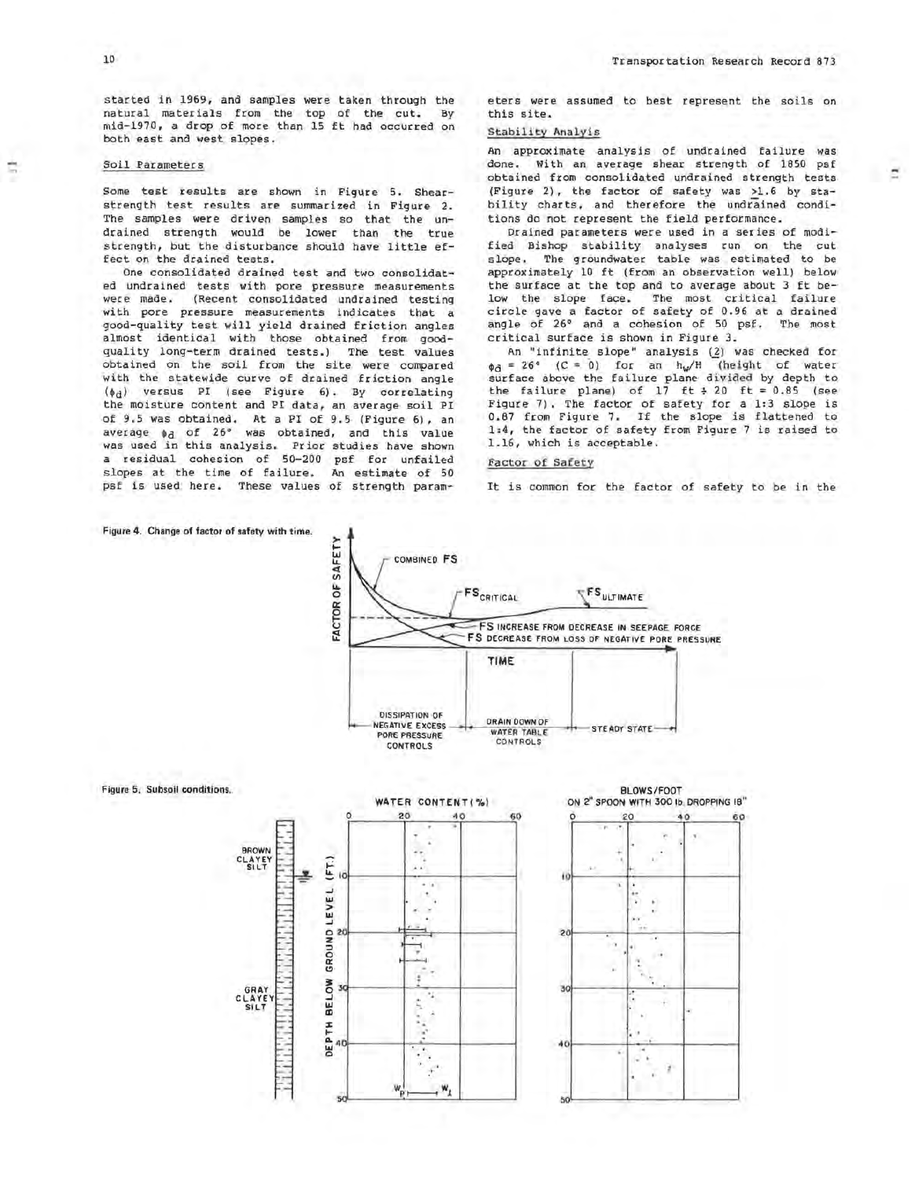started in 1969, and samples were taken through the natural materials from the top of the cut. By mid-1970, a drop of more than 15 ft had occurred on both east and west slopes.

## Soil Parameters

Some test results are shown in Figure 5. Shear-strength test results are summarized in Figure 2. The samples were driven samples so that the undrained strength would be lower than the true strength, but the disturbance should have little effect on the drained tests.

One consolidated drained test and two consolidated undrained tests with pore pressure measurements were made. (Recent consolidated undrained testing with pore pressure measurements indicates that a good-quality test will yield drained friction angles almost identical with those obtained from good-quality long-term drained tests.) The test values obtained on the soil from the site were compared with the statewide curve of drained friction angle ($\phi_d$) versus PI (see Figure 6). By correlating the moisture content and PI data, an average soil PI of 9.5 was obtained. At a PI of 9.5 (Figure 6), an average $\phi_d$ of 26° was obtained, and this value was used in this analysis. Prior studies have shown a residual cohesion of 50-200 psf for unfailed slopes at the time of failure. An estimate of 50 psf is used here. These values of strength parameters were assumed to best represent the soils on this site.

## Stability Analysis

An approximate analysis of undrained failure was done. With an average shear strength of 1850 psf obtained from consolidated undrained strength tests (Figure 2), the factor of safety was ≥1.6 by stability charts, and therefore the undrained conditions do not represent the field performance.

Drained parameters were used in a series of modified Bishop stability analyses run on the cut slope. The groundwater table was estimated to be approximately 10 ft (from an observation well) below the surface at the top and to average about 3 ft below the slope face. The most critical failure circle gave a factor of safety of 0.96 at a drained angle of 26° and a cohesion of 50 psf. The most critical surface is shown in Figure 3.

An "infinite slope" analysis (2) was checked for $\phi_d = 26°$ (C = 0) for an $h_w/H$ (height of water surface above the failure plane divided by depth to the failure plane) of 17 ft ÷ 20 ft = 0.85 (see Figure 7). The factor of safety for a 1:3 slope is 0.87 from Figure 7. If the slope is flattened to 1:4, the factor of safety from Figure 7 is raised to 1.16, which is acceptable.

## Factor of Safety

It is common for the factor of safety to be in the

Figure 4. Change of factor of safety with time.

Figure 5. Subsoil conditions.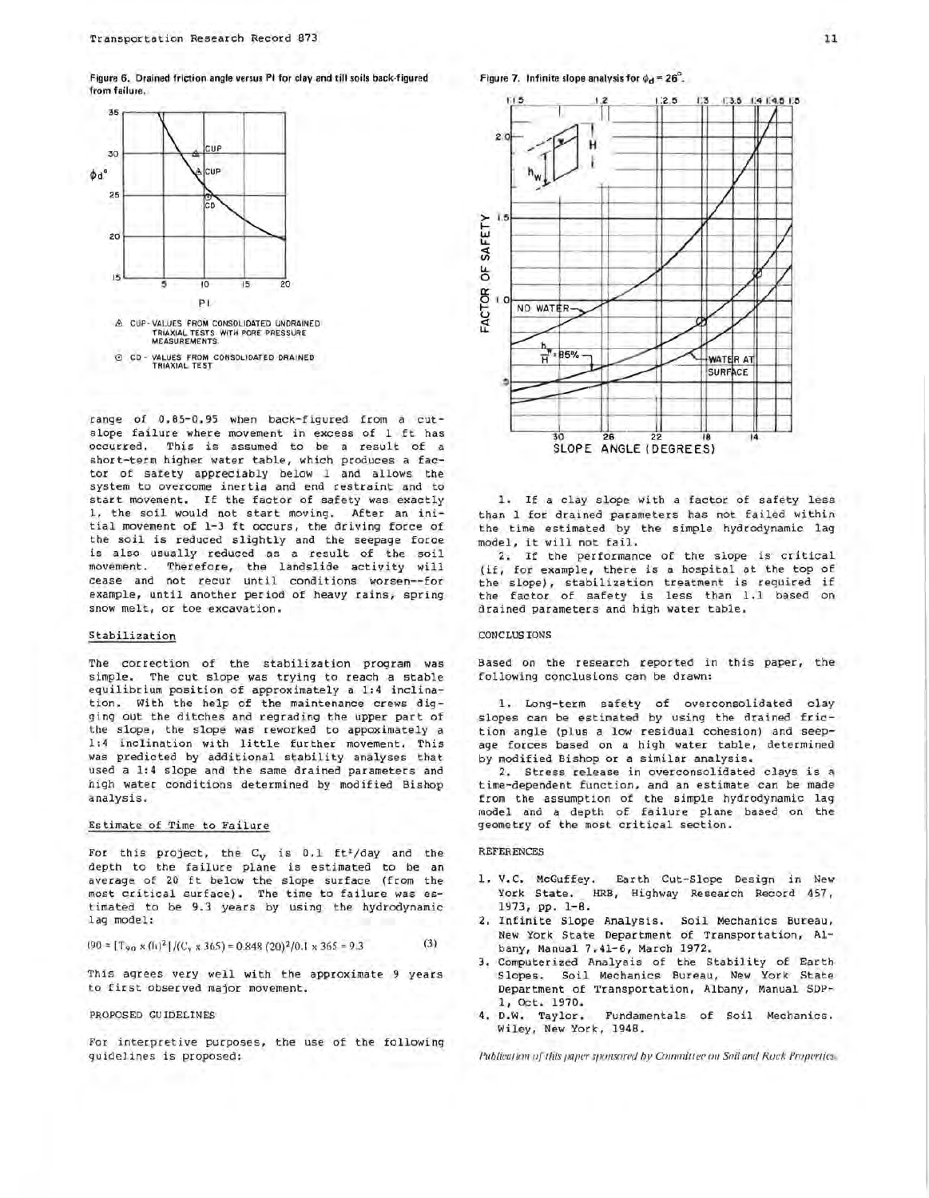Figure 6. Drained friction angle versus PI for clay and till soils back-figured from failure.

35
30
25
20
15
$\phi d°$
5 10 15 20
PI
CUP
CUP
CD

CUP - VALUES FROM CONSOLIDATED UNDRAINED TRIAXIAL TESTS WITH PORE PRESSURE MEASUREMENTS

CD - VALUES FROM CONSOLIDATED DRAINED TRIAXIAL TEST

range of 0.85-0.95 when back-figured from a cut-slope failure where movement in excess of 1 ft has occurred. This is assumed to be a result of a short-term higher water table, which produces a factor of safety appreciably below 1 and allows the system to overcome inertia and end restraint and to start movement. If the factor of safety was exactly 1, the soil would not start moving. After an initial movement of 1-3 ft occurs, the driving force of the soil is reduced slightly and the seepage force is also usually reduced as a result of the soil movement. Therefore, the landslide activity will cease and not recur until conditions worsen--for example, until another period of heavy rains, spring snow melt, or toe excavation.

## Stabilization

The correction of the stabilization program was simple. The cut slope was trying to reach a stable equilibrium position of approximately a 1:4 inclination. With the help of the maintenance crews digging out the ditches and regrading the upper part of the slope, the slope was reworked to approximately a 1:4 inclination with little further movement. This was predicted by additional stability analyses that used a 1:4 slope and the same drained parameters and high water conditions determined by modified Bishop analysis.

## Estimate of Time to Failure

For this project, the $C_v$ is 0.1 ft²/day and the depth to the failure plane is estimated to be an average of 20 ft below the slope surface (from the most critical surface). The time to failure was estimated to be 9.3 years by using the hydrodynamic lag model:

$$t_{90} = [T_{90} \times (h)^2]/(C_v \times 365) = 0.848\,(20)^2/0.1 \times 365 = 9.3 \tag{3}$$

This agrees very well with the approximate 9 years to first observed major movement.

## PROPOSED GUIDELINES

For interpretive purposes, the use of the following guidelines is proposed:

Figure 7. Infinite slope analysis for $\phi_d = 26°$.

1:5 1:2 1:2.5 1:3 1:3.5 1:4 1:4.5 1:5
2.0
1.5
1.0
.5
FACTOR OF SAFETY
H
$h_w$
NO WATER
$\frac{h_w}{H} = 85\%$
WATER AT SURFACE
30 26 22 18 14
SLOPE ANGLE (DEGREES)

1. If a clay slope with a factor of safety less than 1 for drained parameters has not failed within the time estimated by the simple hydrodynamic lag model, it will not fail.
2. If the performance of the slope is critical (if, for example, there is a hospital at the top of the slope), stabilization treatment is required if the factor of safety is less than 1.1 based on drained parameters and high water table.

## CONCLUSIONS

Based on the research reported in this paper, the following conclusions can be drawn:

1. Long-term safety of overconsolidated clay slopes can be estimated by using the drained friction angle (plus a low residual cohesion) and seepage forces based on a high water table, determined by modified Bishop or a similar analysis.
2. Stress release in overconsolidated clays is a time-dependent function, and an estimate can be made from the assumption of the simple hydrodynamic lag model and a depth of failure plane based on the geometry of the most critical section.

## REFERENCES

1. V.C. McGuffey. Earth Cut-Slope Design in New York State. HRB, Highway Research Record 457, 1973, pp. 1-8.
2. Infinite Slope Analysis. Soil Mechanics Bureau, New York State Department of Transportation, Albany, Manual 7.41-6, March 1972.
3. Computerized Analysis of the Stability of Earth Slopes. Soil Mechanics Bureau, New York State Department of Transportation, Albany, Manual SDP-1, Oct. 1970.
4. D.W. Taylor. Fundamentals of Soil Mechanics. Wiley, New York, 1948.

*Publication of this paper sponsored by Committee on Soil and Rock Properties.*